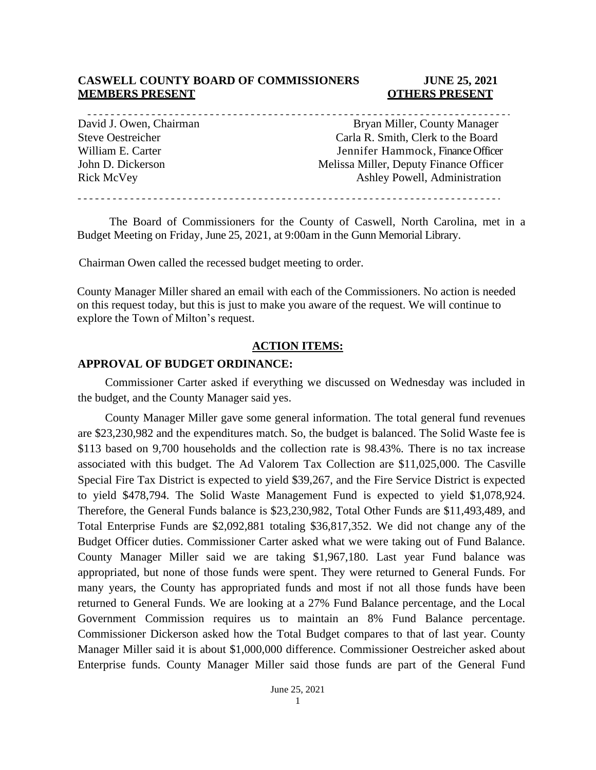**CASWELL COUNTY BOARD OF COMMISSIONERS JUNE 25, 2021**

| MEMBERS PRESENT | OTHERS PRESENT |
| --- | --- |
| David J. Owen, Chairman | Bryan Miller, County Manager |
| Steve Oestreicher | Carla R. Smith, Clerk to the Board |
| William E. Carter | Jennifer Hammock, Finance Officer |
| John D. Dickerson | Melissa Miller, Deputy Finance Officer |
| Rick McVey | Ashley Powell, Administration |

The Board of Commissioners for the County of Caswell, North Carolina, met in a Budget Meeting on Friday, June 25, 2021, at 9:00am in the Gunn Memorial Library.

Chairman Owen called the recessed budget meeting to order.

County Manager Miller shared an email with each of the Commissioners. No action is needed on this request today, but this is just to make you aware of the request. We will continue to explore the Town of Milton's request.

## ACTION ITEMS:

### APPROVAL OF BUDGET ORDINANCE:

Commissioner Carter asked if everything we discussed on Wednesday was included in the budget, and the County Manager said yes.

County Manager Miller gave some general information. The total general fund revenues are $23,230,982 and the expenditures match. So, the budget is balanced. The Solid Waste fee is $113 based on 9,700 households and the collection rate is 98.43%. There is no tax increase associated with this budget. The Ad Valorem Tax Collection are $11,025,000. The Casville Special Fire Tax District is expected to yield $39,267, and the Fire Service District is expected to yield $478,794. The Solid Waste Management Fund is expected to yield $1,078,924. Therefore, the General Funds balance is $23,230,982, Total Other Funds are $11,493,489, and Total Enterprise Funds are $2,092,881 totaling $36,817,352. We did not change any of the Budget Officer duties. Commissioner Carter asked what we were taking out of Fund Balance. County Manager Miller said we are taking $1,967,180. Last year Fund balance was appropriated, but none of those funds were spent. They were returned to General Funds. For many years, the County has appropriated funds and most if not all those funds have been returned to General Funds. We are looking at a 27% Fund Balance percentage, and the Local Government Commission requires us to maintain an 8% Fund Balance percentage. Commissioner Dickerson asked how the Total Budget compares to that of last year. County Manager Miller said it is about $1,000,000 difference. Commissioner Oestreicher asked about Enterprise funds. County Manager Miller said those funds are part of the General Fund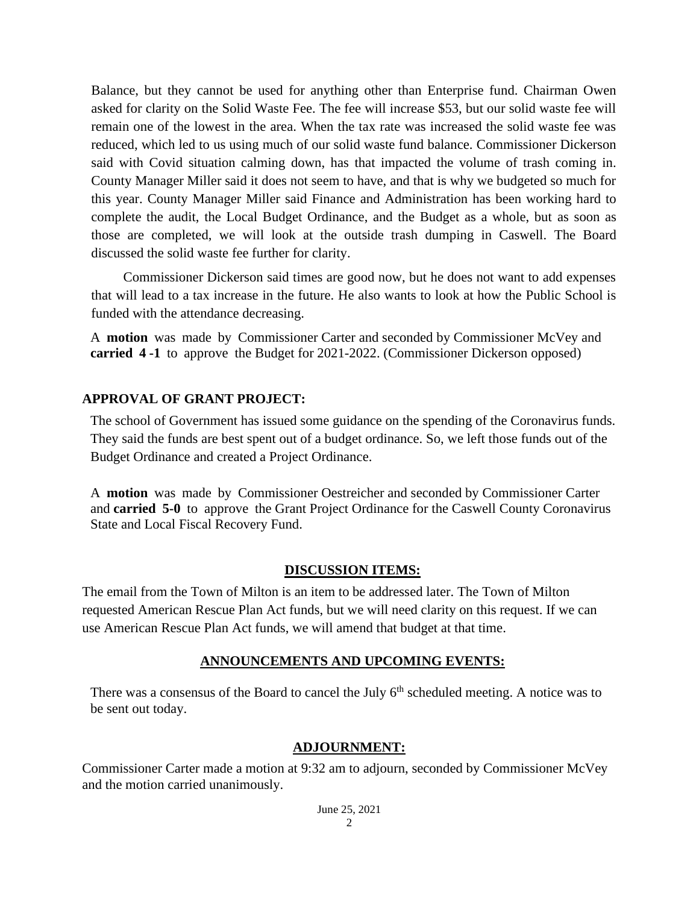Balance, but they cannot be used for anything other than Enterprise fund. Chairman Owen asked for clarity on the Solid Waste Fee. The fee will increase $53, but our solid waste fee will remain one of the lowest in the area. When the tax rate was increased the solid waste fee was reduced, which led to us using much of our solid waste fund balance. Commissioner Dickerson said with Covid situation calming down, has that impacted the volume of trash coming in. County Manager Miller said it does not seem to have, and that is why we budgeted so much for this year. County Manager Miller said Finance and Administration has been working hard to complete the audit, the Local Budget Ordinance, and the Budget as a whole, but as soon as those are completed, we will look at the outside trash dumping in Caswell. The Board discussed the solid waste fee further for clarity.

Commissioner Dickerson said times are good now, but he does not want to add expenses that will lead to a tax increase in the future. He also wants to look at how the Public School is funded with the attendance decreasing.

A **motion** was made by Commissioner Carter and seconded by Commissioner McVey and **carried 4 -1** to approve the Budget for 2021-2022. (Commissioner Dickerson opposed)

## APPROVAL OF GRANT PROJECT:

The school of Government has issued some guidance on the spending of the Coronavirus funds. They said the funds are best spent out of a budget ordinance. So, we left those funds out of the Budget Ordinance and created a Project Ordinance.

A **motion** was made by Commissioner Oestreicher and seconded by Commissioner Carter and **carried 5-0** to approve the Grant Project Ordinance for the Caswell County Coronavirus State and Local Fiscal Recovery Fund.

## DISCUSSION ITEMS:

The email from the Town of Milton is an item to be addressed later. The Town of Milton requested American Rescue Plan Act funds, but we will need clarity on this request. If we can use American Rescue Plan Act funds, we will amend that budget at that time.

## ANNOUNCEMENTS AND UPCOMING EVENTS:

There was a consensus of the Board to cancel the July 6th scheduled meeting. A notice was to be sent out today.

## ADJOURNMENT:

Commissioner Carter made a motion at 9:32 am to adjourn, seconded by Commissioner McVey and the motion carried unanimously.

June 25, 2021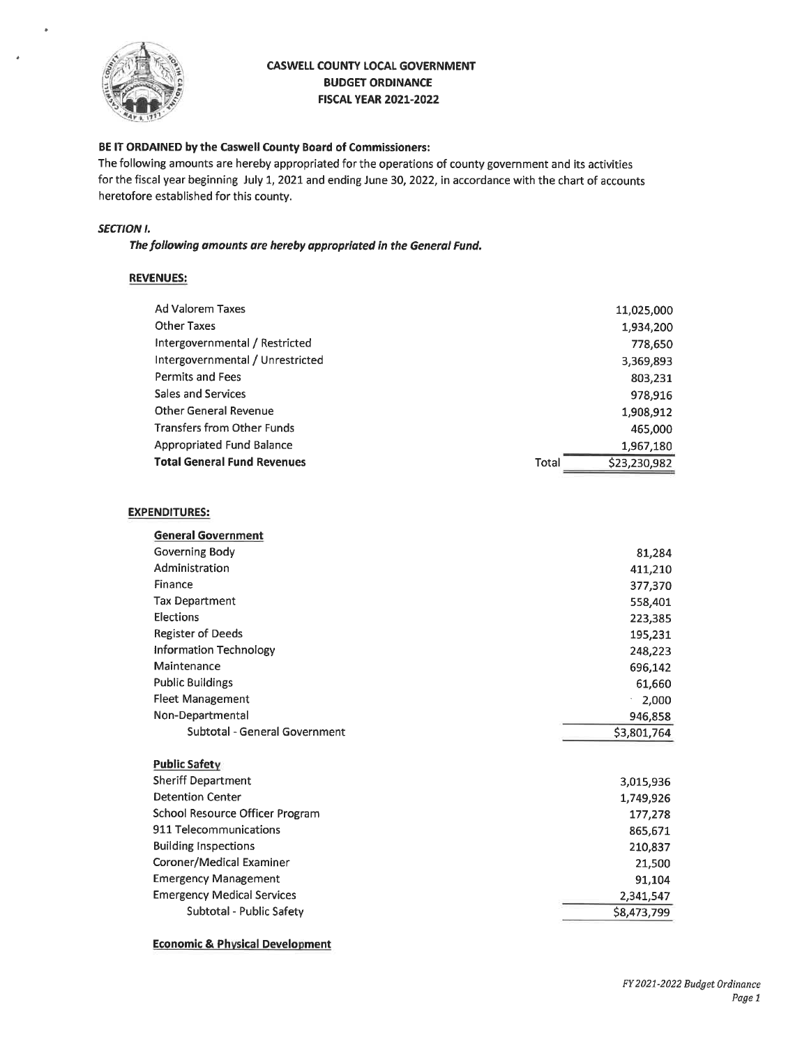# CASWELL COUNTY LOCAL GOVERNMENT
## BUDGET ORDINANCE
## FISCAL YEAR 2021-2022

**BE IT ORDAINED by the Caswell County Board of Commissioners:**
The following amounts are hereby appropriated for the operations of county government and its activities for the fiscal year beginning July 1, 2021 and ending June 30, 2022, in accordance with the chart of accounts heretofore established for this county.

***SECTION I.***

***The following amounts are hereby appropriated in the General Fund.***

**REVENUES:**

| | | |
|---|---|---|
| Ad Valorem Taxes | | 11,025,000 |
| Other Taxes | | 1,934,200 |
| Intergovernmental / Restricted | | 778,650 |
| Intergovernmental / Unrestricted | | 3,369,893 |
| Permits and Fees | | 803,231 |
| Sales and Services | | 978,916 |
| Other General Revenue | | 1,908,912 |
| Transfers from Other Funds | | 465,000 |
| Appropriated Fund Balance | | 1,967,180 |
| **Total General Fund Revenues** | Total | $23,230,982 |

**EXPENDITURES:**

| | |
|---|---|
| **General Government** | |
| Governing Body | 81,284 |
| Administration | 411,210 |
| Finance | 377,370 |
| Tax Department | 558,401 |
| Elections | 223,385 |
| Register of Deeds | 195,231 |
| Information Technology | 248,223 |
| Maintenance | 696,142 |
| Public Buildings | 61,660 |
| Fleet Management | 2,000 |
| Non-Departmental | 946,858 |
| Subtotal - General Government | $3,801,764 |

| | |
|---|---|
| **Public Safety** | |
| Sheriff Department | 3,015,936 |
| Detention Center | 1,749,926 |
| School Resource Officer Program | 177,278 |
| 911 Telecommunications | 865,671 |
| Building Inspections | 210,837 |
| Coroner/Medical Examiner | 21,500 |
| Emergency Management | 91,104 |
| Emergency Medical Services | 2,341,547 |
| Subtotal - Public Safety | $8,473,799 |

**Economic & Physical Development**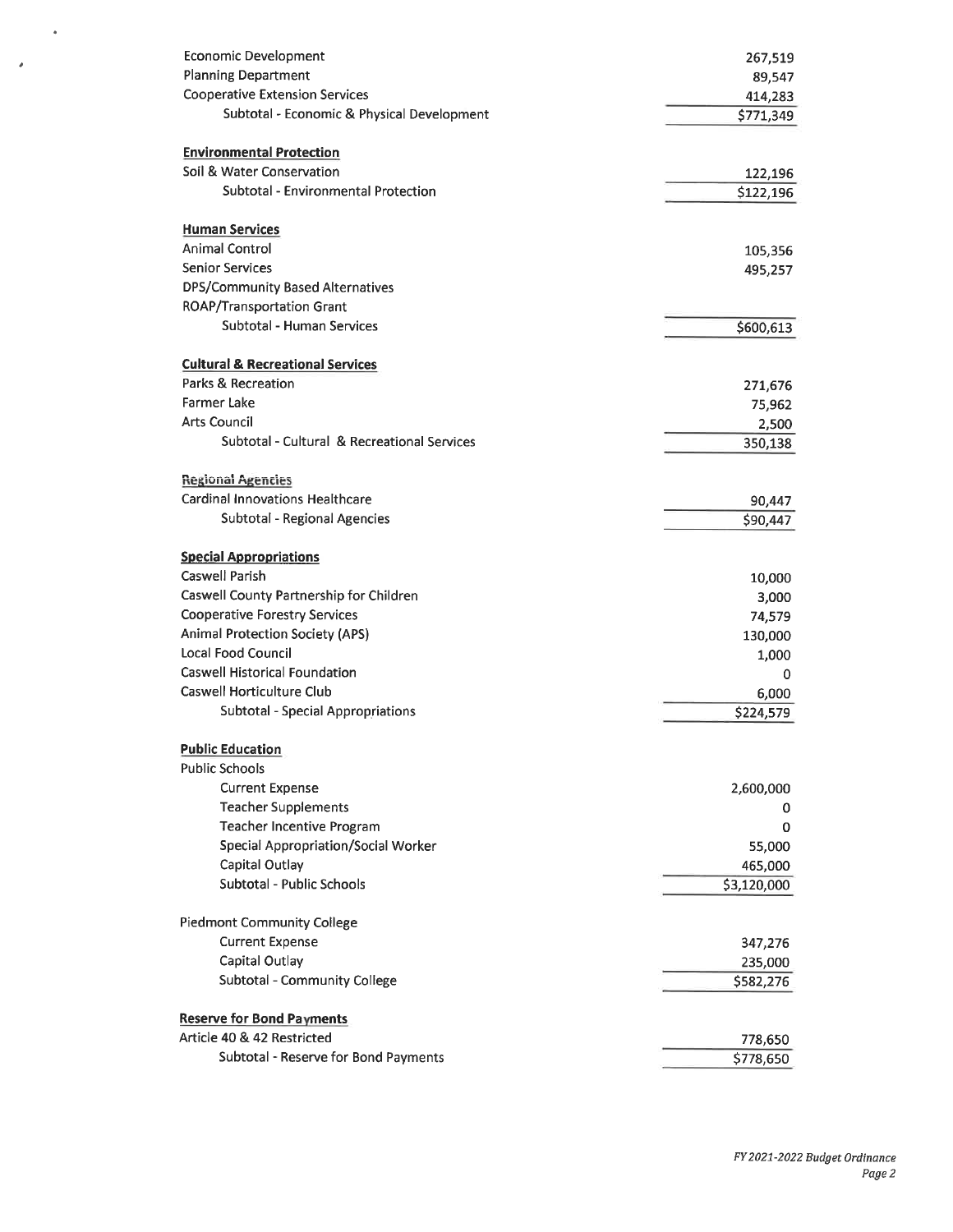| | |
|---|---|
| Economic Development | 267,519 |
| Planning Department | 89,547 |
| Cooperative Extension Services | 414,283 |
| Subtotal - Economic & Physical Development | $771,349 |
| | |
| **Environmental Protection** | |
| Soil & Water Conservation | 122,196 |
| Subtotal - Environmental Protection | $122,196 |
| | |
| **Human Services** | |
| Animal Control | 105,356 |
| Senior Services | 495,257 |
| DPS/Community Based Alternatives | |
| ROAP/Transportation Grant | |
| Subtotal - Human Services | $600,613 |
| | |
| **Cultural & Recreational Services** | |
| Parks & Recreation | 271,676 |
| Farmer Lake | 75,962 |
| Arts Council | 2,500 |
| Subtotal - Cultural & Recreational Services | 350,138 |
| | |
| **Regional Agencies** | |
| Cardinal Innovations Healthcare | 90,447 |
| Subtotal - Regional Agencies | $90,447 |
| | |
| **Special Appropriations** | |
| Caswell Parish | 10,000 |
| Caswell County Partnership for Children | 3,000 |
| Cooperative Forestry Services | 74,579 |
| Animal Protection Society (APS) | 130,000 |
| Local Food Council | 1,000 |
| Caswell Historical Foundation | 0 |
| Caswell Horticulture Club | 6,000 |
| Subtotal - Special Appropriations | $224,579 |
| | |
| **Public Education** | |
| Public Schools | |
| Current Expense | 2,600,000 |
| Teacher Supplements | 0 |
| Teacher Incentive Program | 0 |
| Special Appropriation/Social Worker | 55,000 |
| Capital Outlay | 465,000 |
| Subtotal - Public Schools | $3,120,000 |
| | |
| Piedmont Community College | |
| Current Expense | 347,276 |
| Capital Outlay | 235,000 |
| Subtotal - Community College | $582,276 |
| | |
| **Reserve for Bond Payments** | |
| Article 40 & 42 Restricted | 778,650 |
| Subtotal - Reserve for Bond Payments | $778,650 |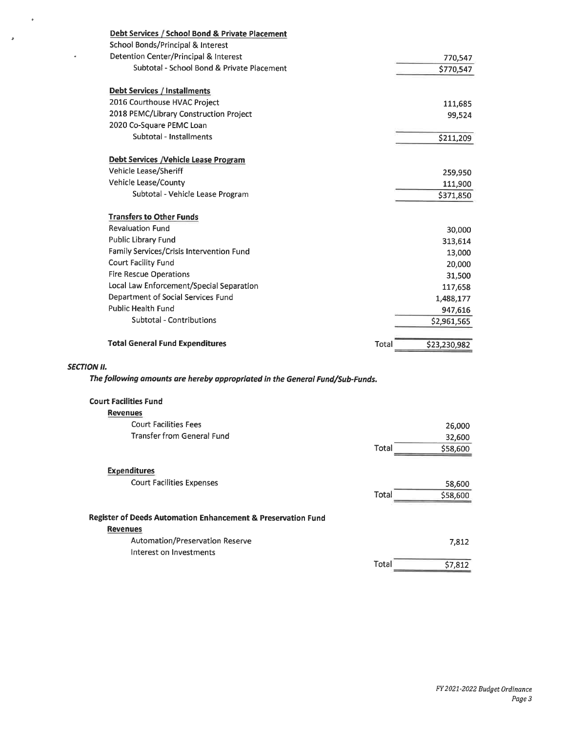| | | |
|---|---|---|
| **Debt Services / School Bond & Private Placement** | | |
| School Bonds/Principal & Interest | | |
| Detention Center/Principal & Interest | | 770,547 |
| Subtotal - School Bond & Private Placement | | $770,547 |
| | | |
| **Debt Services / Installments** | | |
| 2016 Courthouse HVAC Project | | 111,685 |
| 2018 PEMC/Library Construction Project | | 99,524 |
| 2020 Co-Square PEMC Loan | | |
| Subtotal - Installments | | $211,209 |
| | | |
| **Debt Services /Vehicle Lease Program** | | |
| Vehicle Lease/Sheriff | | 259,950 |
| Vehicle Lease/County | | 111,900 |
| Subtotal - Vehicle Lease Program | | $371,850 |
| | | |
| **Transfers to Other Funds** | | |
| Revaluation Fund | | 30,000 |
| Public Library Fund | | 313,614 |
| Family Services/Crisis Intervention Fund | | 13,000 |
| Court Facility Fund | | 20,000 |
| Fire Rescue Operations | | 31,500 |
| Local Law Enforcement/Special Separation | | 117,658 |
| Department of Social Services Fund | | 1,488,177 |
| Public Health Fund | | 947,616 |
| Subtotal - Contributions | | $2,961,565 |
| | | |
| **Total General Fund Expenditures** | Total | $23,230,982 |

***SECTION II.***

***The following amounts are hereby appropriated in the General Fund/Sub-Funds.***

**Court Facilities Fund**

| | | |
|---|---|---|
| **Revenues** | | |
| Court Facilities Fees | | 26,000 |
| Transfer from General Fund | | 32,600 |
| | Total | $58,600 |
| | | |
| **Expenditures** | | |
| Court Facilities Expenses | | 58,600 |
| | Total | $58,600 |

**Register of Deeds Automation Enhancement & Preservation Fund**

| | | |
|---|---|---|
| **Revenues** | | |
| Automation/Preservation Reserve | | 7,812 |
| Interest on Investments | | |
| | Total | $7,812 |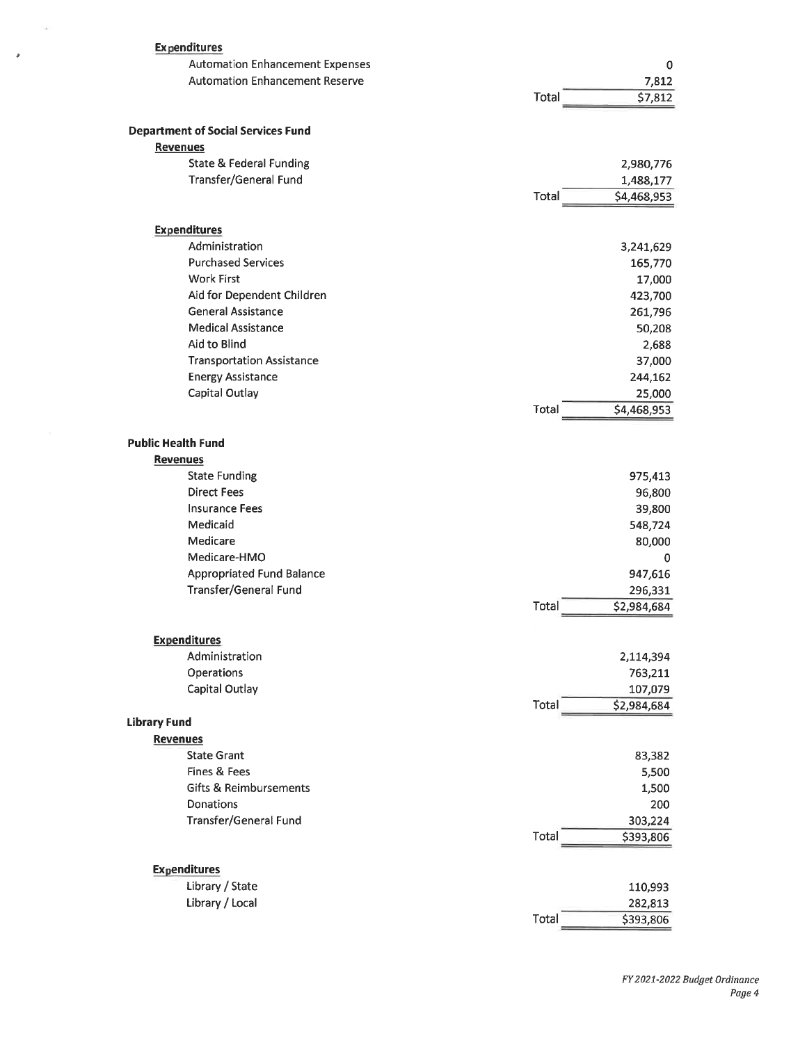**Expenditures**

| | | |
|---|---|---|
| Automation Enhancement Expenses | | 0 |
| Automation Enhancement Reserve | | 7,812 |
| | Total | $7,812 |

**Department of Social Services Fund**

**Revenues**

| | | |
|---|---|---|
| State & Federal Funding | | 2,980,776 |
| Transfer/General Fund | | 1,488,177 |
| | Total | $4,468,953 |

**Expenditures**

| | | |
|---|---|---|
| Administration | | 3,241,629 |
| Purchased Services | | 165,770 |
| Work First | | 17,000 |
| Aid for Dependent Children | | 423,700 |
| General Assistance | | 261,796 |
| Medical Assistance | | 50,208 |
| Aid to Blind | | 2,688 |
| Transportation Assistance | | 37,000 |
| Energy Assistance | | 244,162 |
| Capital Outlay | | 25,000 |
| | Total | $4,468,953 |

**Public Health Fund**

**Revenues**

| | | |
|---|---|---|
| State Funding | | 975,413 |
| Direct Fees | | 96,800 |
| Insurance Fees | | 39,800 |
| Medicaid | | 548,724 |
| Medicare | | 80,000 |
| Medicare-HMO | | 0 |
| Appropriated Fund Balance | | 947,616 |
| Transfer/General Fund | | 296,331 |
| | Total | $2,984,684 |

**Expenditures**

| | | |
|---|---|---|
| Administration | | 2,114,394 |
| Operations | | 763,211 |
| Capital Outlay | | 107,079 |
| | Total | $2,984,684 |

**Library Fund**

**Revenues**

| | | |
|---|---|---|
| State Grant | | 83,382 |
| Fines & Fees | | 5,500 |
| Gifts & Reimbursements | | 1,500 |
| Donations | | 200 |
| Transfer/General Fund | | 303,224 |
| | Total | $393,806 |

**Expenditures**

| | | |
|---|---|---|
| Library / State | | 110,993 |
| Library / Local | | 282,813 |
| | Total | $393,806 |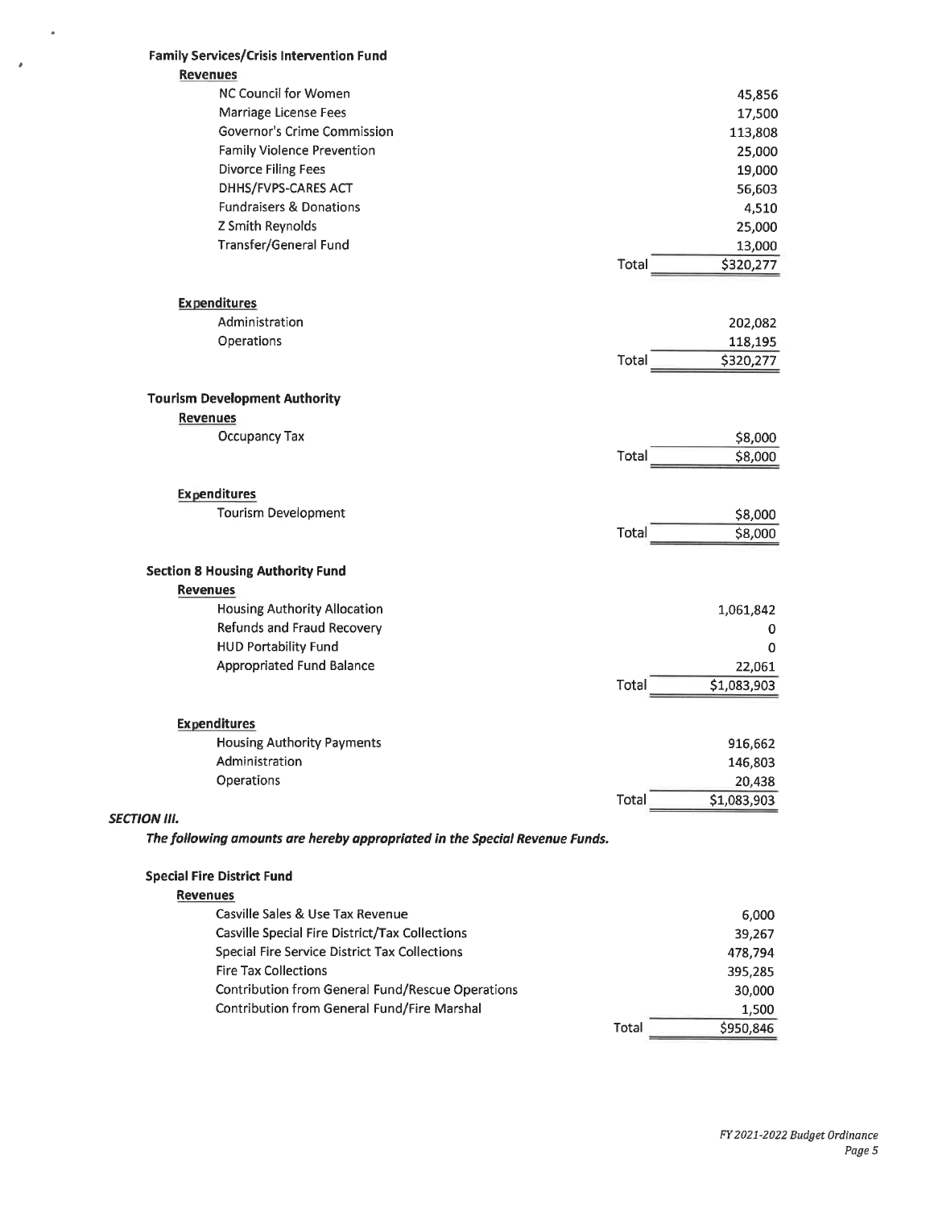**Family Services/Crisis Intervention Fund**

**Revenues**

| | | |
|---|---|---|
| NC Council for Women | | 45,856 |
| Marriage License Fees | | 17,500 |
| Governor's Crime Commission | | 113,808 |
| Family Violence Prevention | | 25,000 |
| Divorce Filing Fees | | 19,000 |
| DHHS/FVPS-CARES ACT | | 56,603 |
| Fundraisers & Donations | | 4,510 |
| Z Smith Reynolds | | 25,000 |
| Transfer/General Fund | | 13,000 |
| | Total | $320,277 |

**Expenditures**

| | | |
|---|---|---|
| Administration | | 202,082 |
| Operations | | 118,195 |
| | Total | $320,277 |

**Tourism Development Authority**

**Revenues**

| | | |
|---|---|---|
| Occupancy Tax | | $8,000 |
| | Total | $8,000 |

**Expenditures**

| | | |
|---|---|---|
| Tourism Development | | $8,000 |
| | Total | $8,000 |

**Section 8 Housing Authority Fund**

**Revenues**

| | | |
|---|---|---|
| Housing Authority Allocation | | 1,061,842 |
| Refunds and Fraud Recovery | | 0 |
| HUD Portability Fund | | 0 |
| Appropriated Fund Balance | | 22,061 |
| | Total | $1,083,903 |

**Expenditures**

| | | |
|---|---|---|
| Housing Authority Payments | | 916,662 |
| Administration | | 146,803 |
| Operations | | 20,438 |
| | Total | $1,083,903 |

***SECTION III.***

***The following amounts are hereby appropriated in the Special Revenue Funds.***

**Special Fire District Fund**

**Revenues**

| | | |
|---|---|---|
| Casville Sales & Use Tax Revenue | | 6,000 |
| Casville Special Fire District/Tax Collections | | 39,267 |
| Special Fire Service District Tax Collections | | 478,794 |
| Fire Tax Collections | | 395,285 |
| Contribution from General Fund/Rescue Operations | | 30,000 |
| Contribution from General Fund/Fire Marshal | | 1,500 |
| | Total | $950,846 |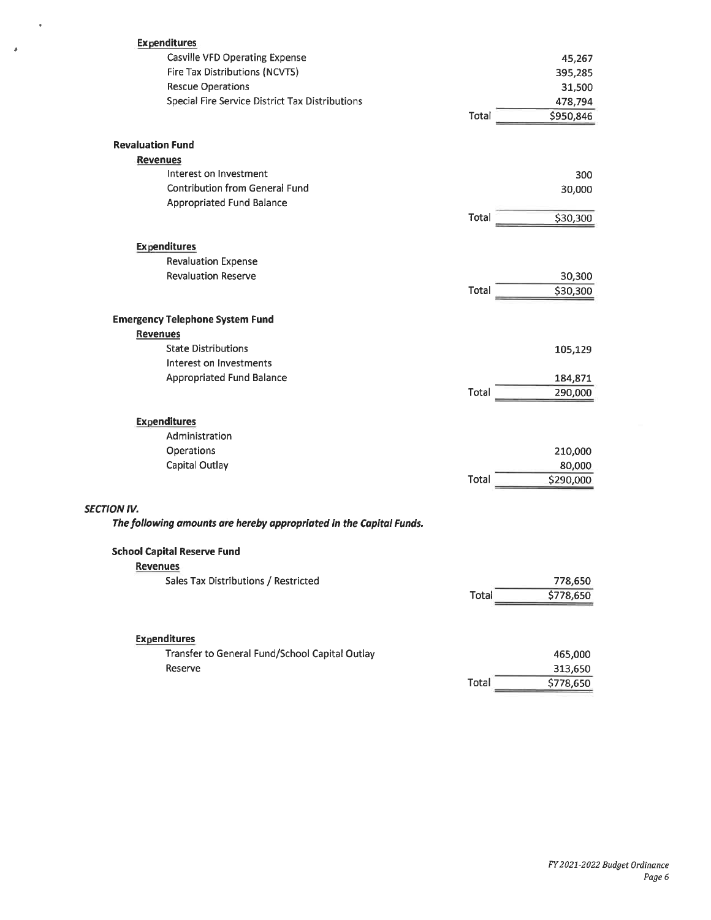**Expenditures**

| | | |
|---|---|---|
| Casville VFD Operating Expense | | 45,267 |
| Fire Tax Distributions (NCVTS) | | 395,285 |
| Rescue Operations | | 31,500 |
| Special Fire Service District Tax Distributions | | 478,794 |
| | Total | $950,846 |

**Revaluation Fund**

**Revenues**

| | | |
|---|---|---|
| Interest on Investment | | 300 |
| Contribution from General Fund | | 30,000 |
| Appropriated Fund Balance | | |
| | Total | $30,300 |

**Expenditures**

| | | |
|---|---|---|
| Revaluation Expense | | |
| Revaluation Reserve | | 30,300 |
| | Total | $30,300 |

**Emergency Telephone System Fund**

**Revenues**

| | | |
|---|---|---|
| State Distributions | | 105,129 |
| Interest on Investments | | |
| Appropriated Fund Balance | | 184,871 |
| | Total | 290,000 |

**Expenditures**

| | | |
|---|---|---|
| Administration | | |
| Operations | | 210,000 |
| Capital Outlay | | 80,000 |
| | Total | $290,000 |

***SECTION IV.***

***The following amounts are hereby appropriated in the Capital Funds.***

**School Capital Reserve Fund**

**Revenues**

| | | |
|---|---|---|
| Sales Tax Distributions / Restricted | | 778,650 |
| | Total | $778,650 |

**Expenditures**

| | | |
|---|---|---|
| Transfer to General Fund/School Capital Outlay | | 465,000 |
| Reserve | | 313,650 |
| | Total | $778,650 |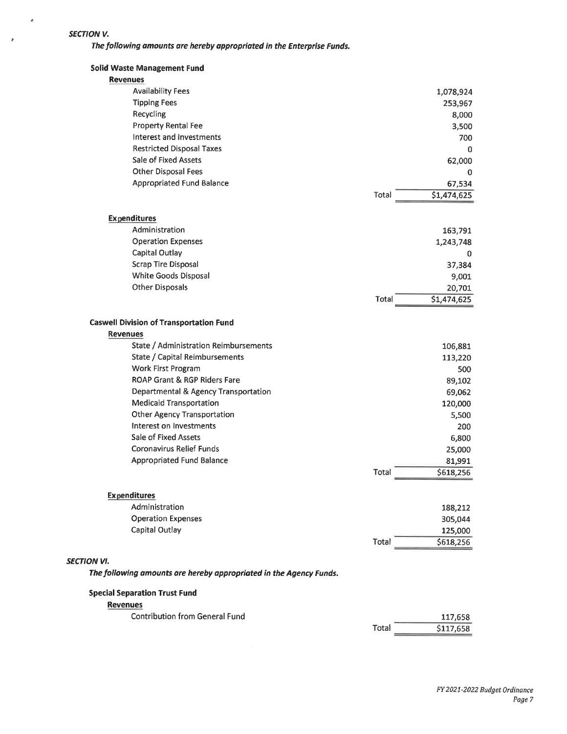***SECTION V.***

***The following amounts are hereby appropriated in the Enterprise Funds.***

**Solid Waste Management Fund**

**Revenues**

| | | |
|---|---|---|
| Availability Fees | | 1,078,924 |
| Tipping Fees | | 253,967 |
| Recycling | | 8,000 |
| Property Rental Fee | | 3,500 |
| Interest and Investments | | 700 |
| Restricted Disposal Taxes | | 0 |
| Sale of Fixed Assets | | 62,000 |
| Other Disposal Fees | | 0 |
| Appropriated Fund Balance | | 67,534 |
| | Total | $1,474,625 |

**Expenditures**

| | | |
|---|---|---|
| Administration | | 163,791 |
| Operation Expenses | | 1,243,748 |
| Capital Outlay | | 0 |
| Scrap Tire Disposal | | 37,384 |
| White Goods Disposal | | 9,001 |
| Other Disposals | | 20,701 |
| | Total | $1,474,625 |

**Caswell Division of Transportation Fund**

**Revenues**

| | | |
|---|---|---|
| State / Administration Reimbursements | | 106,881 |
| State / Capital Reimbursements | | 113,220 |
| Work First Program | | 500 |
| ROAP Grant & RGP Riders Fare | | 89,102 |
| Departmental & Agency Transportation | | 69,062 |
| Medicaid Transportation | | 120,000 |
| Other Agency Transportation | | 5,500 |
| Interest on Investments | | 200 |
| Sale of Fixed Assets | | 6,800 |
| Coronavirus Relief Funds | | 25,000 |
| Appropriated Fund Balance | | 81,991 |
| | Total | $618,256 |

**Expenditures**

| | | |
|---|---|---|
| Administration | | 188,212 |
| Operation Expenses | | 305,044 |
| Capital Outlay | | 125,000 |
| | Total | $618,256 |

***SECTION VI.***

***The following amounts are hereby appropriated in the Agency Funds.***

**Special Separation Trust Fund**

**Revenues**

| | | |
|---|---|---|
| Contribution from General Fund | | 117,658 |
| | Total | $117,658 |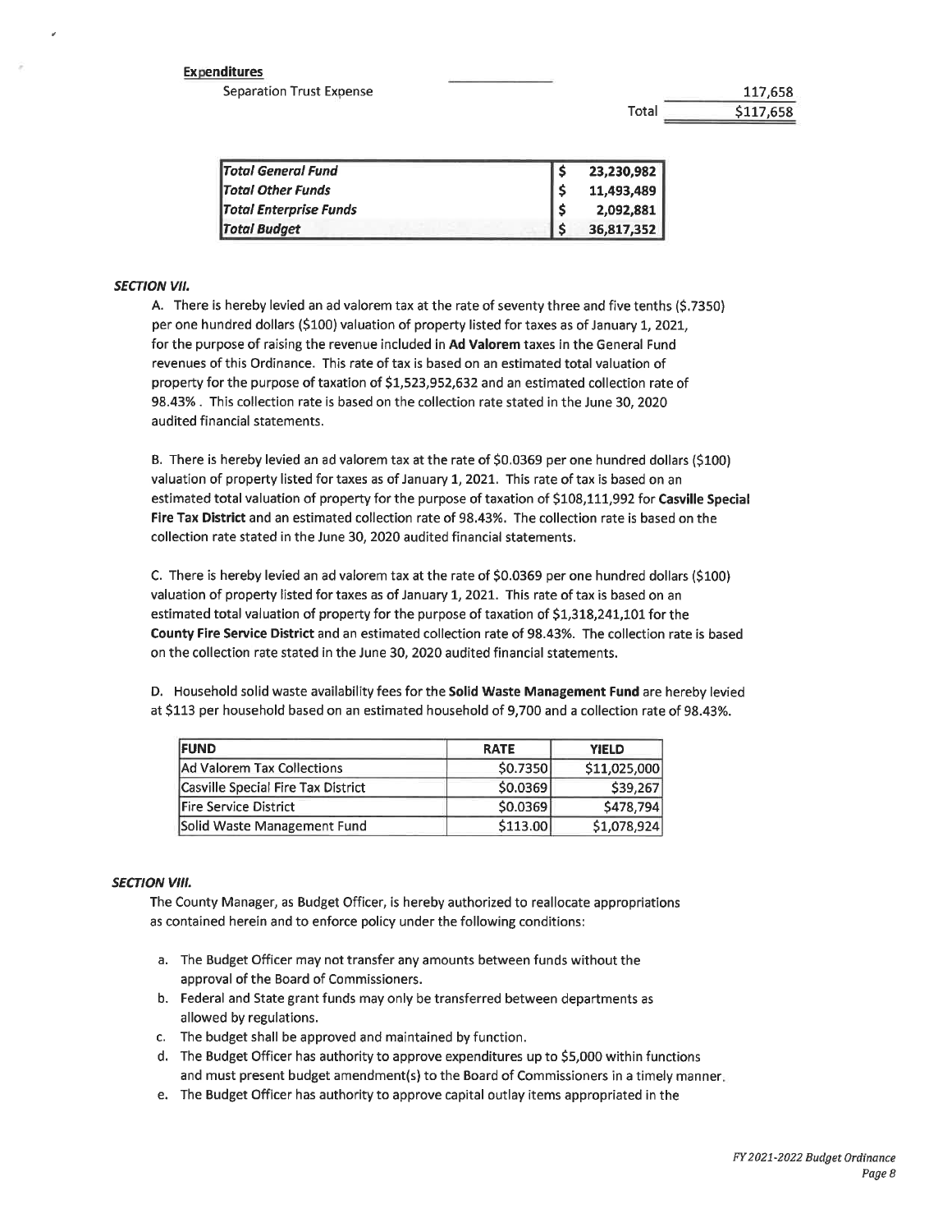**Expenditures**

| | |
|---|---|
| Separation Trust Expense | 117,658 |
| Total | $117,658 |

| | | |
|---|---|---|
| ***Total General Fund*** | $ | 23,230,982 |
| ***Total Other Funds*** | $ | 11,493,489 |
| ***Total Enterprise Funds*** | $ | 2,092,881 |
| ***Total Budget*** | $ | 36,817,352 |

### *SECTION VII.*

A. There is hereby levied an ad valorem tax at the rate of seventy three and five tenths ($.7350) per one hundred dollars ($100) valuation of property listed for taxes as of January 1, 2021, for the purpose of raising the revenue included in **Ad Valorem** taxes in the General Fund revenues of this Ordinance. This rate of tax is based on an estimated total valuation of property for the purpose of taxation of $1,523,952,632 and an estimated collection rate of 98.43% . This collection rate is based on the collection rate stated in the June 30, 2020 audited financial statements.

B. There is hereby levied an ad valorem tax at the rate of $0.0369 per one hundred dollars ($100) valuation of property listed for taxes as of January 1, 2021. This rate of tax is based on an estimated total valuation of property for the purpose of taxation of $108,111,992 for **Casville Special Fire Tax District** and an estimated collection rate of 98.43%. The collection rate is based on the collection rate stated in the June 30, 2020 audited financial statements.

C. There is hereby levied an ad valorem tax at the rate of $0.0369 per one hundred dollars ($100) valuation of property listed for taxes as of January 1, 2021. This rate of tax is based on an estimated total valuation of property for the purpose of taxation of $1,318,241,101 for the **County Fire Service District** and an estimated collection rate of 98.43%. The collection rate is based on the collection rate stated in the June 30, 2020 audited financial statements.

D. Household solid waste availability fees for the **Solid Waste Management Fund** are hereby levied at $113 per household based on an estimated household of 9,700 and a collection rate of 98.43%.

| FUND | RATE | YIELD |
|---|---|---|
| Ad Valorem Tax Collections | $0.7350 | $11,025,000 |
| Casville Special Fire Tax District | $0.0369 | $39,267 |
| Fire Service District | $0.0369 | $478,794 |
| Solid Waste Management Fund | $113.00 | $1,078,924 |

### *SECTION VIII.*

The County Manager, as Budget Officer, is hereby authorized to reallocate appropriations as contained herein and to enforce policy under the following conditions:

a. The Budget Officer may not transfer any amounts between funds without the approval of the Board of Commissioners.

b. Federal and State grant funds may only be transferred between departments as allowed by regulations.

c. The budget shall be approved and maintained by function.

d. The Budget Officer has authority to approve expenditures up to $5,000 within functions and must present budget amendment(s) to the Board of Commissioners in a timely manner.

e. The Budget Officer has authority to approve capital outlay items appropriated in the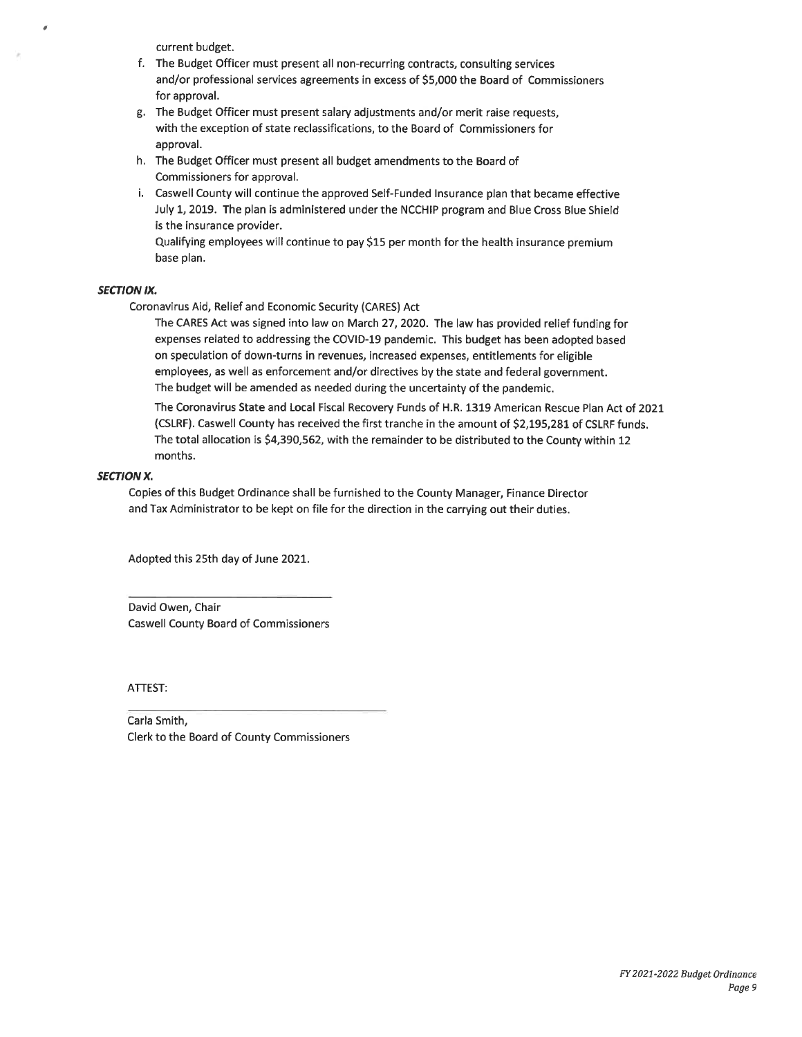current budget.

f. The Budget Officer must present all non-recurring contracts, consulting services and/or professional services agreements in excess of $5,000 the Board of Commissioners for approval.
g. The Budget Officer must present salary adjustments and/or merit raise requests, with the exception of state reclassifications, to the Board of Commissioners for approval.
h. The Budget Officer must present all budget amendments to the Board of Commissioners for approval.
i. Caswell County will continue the approved Self-Funded Insurance plan that became effective July 1, 2019. The plan is administered under the NCCHIP program and Blue Cross Blue Shield is the insurance provider.

   Qualifying employees will continue to pay $15 per month for the health insurance premium base plan.

***SECTION IX.***

Coronavirus Aid, Relief and Economic Security (CARES) Act

The CARES Act was signed into law on March 27, 2020. The law has provided relief funding for expenses related to addressing the COVID-19 pandemic. This budget has been adopted based on speculation of down-turns in revenues, increased expenses, entitlements for eligible employees, as well as enforcement and/or directives by the state and federal government. The budget will be amended as needed during the uncertainty of the pandemic.

The Coronavirus State and Local Fiscal Recovery Funds of H.R. 1319 American Rescue Plan Act of 2021 (CSLRF). Caswell County has received the first tranche in the amount of $2,195,281 of CSLRF funds. The total allocation is $4,390,562, with the remainder to be distributed to the County within 12 months.

***SECTION X.***

Copies of this Budget Ordinance shall be furnished to the County Manager, Finance Director and Tax Administrator to be kept on file for the direction in the carrying out their duties.

Adopted this 25th day of June 2021.

\_\_\_\_\_\_\_\_\_\_\_\_\_\_\_\_\_\_\_\_\_\_\_\_\_\_\_\_\_\_

David Owen, Chair
Caswell County Board of Commissioners

ATTEST:

\_\_\_\_\_\_\_\_\_\_\_\_\_\_\_\_\_\_\_\_\_\_\_\_\_\_\_\_\_\_

Carla Smith,
Clerk to the Board of County Commissioners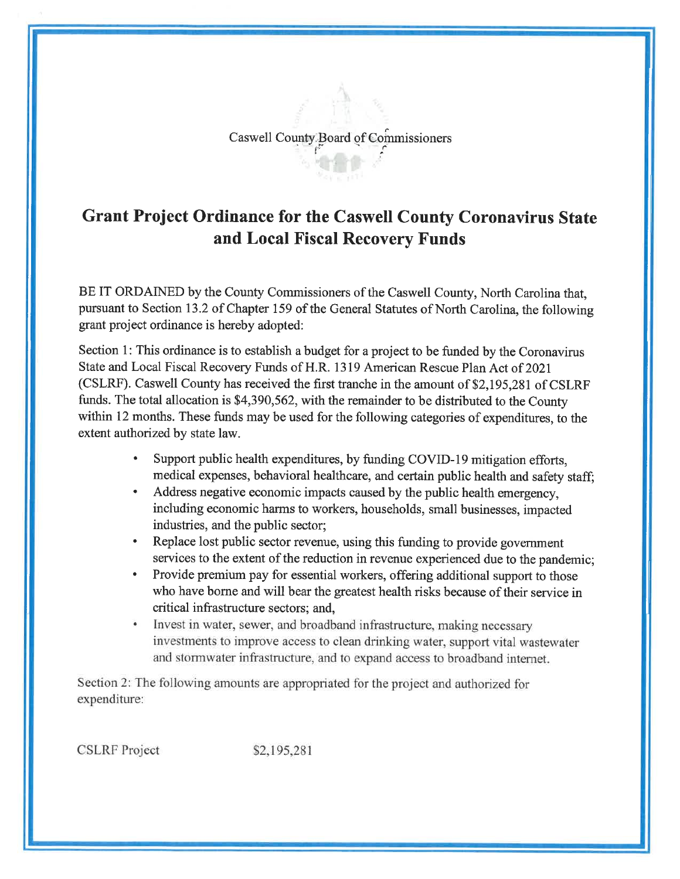Caswell County Board of Commissioners

# Grant Project Ordinance for the Caswell County Coronavirus State and Local Fiscal Recovery Funds

BE IT ORDAINED by the County Commissioners of the Caswell County, North Carolina that, pursuant to Section 13.2 of Chapter 159 of the General Statutes of North Carolina, the following grant project ordinance is hereby adopted:

Section 1: This ordinance is to establish a budget for a project to be funded by the Coronavirus State and Local Fiscal Recovery Funds of H.R. 1319 American Rescue Plan Act of 2021 (CSLRF). Caswell County has received the first tranche in the amount of $2,195,281 of CSLRF funds. The total allocation is $4,390,562, with the remainder to be distributed to the County within 12 months. These funds may be used for the following categories of expenditures, to the extent authorized by state law.

- Support public health expenditures, by funding COVID-19 mitigation efforts, medical expenses, behavioral healthcare, and certain public health and safety staff;
- Address negative economic impacts caused by the public health emergency, including economic harms to workers, households, small businesses, impacted industries, and the public sector;
- Replace lost public sector revenue, using this funding to provide government services to the extent of the reduction in revenue experienced due to the pandemic;
- Provide premium pay for essential workers, offering additional support to those who have borne and will bear the greatest health risks because of their service in critical infrastructure sectors; and,
- Invest in water, sewer, and broadband infrastructure, making necessary investments to improve access to clean drinking water, support vital wastewater and stormwater infrastructure, and to expand access to broadband internet.

Section 2: The following amounts are appropriated for the project and authorized for expenditure:

CSLRF Project $2,195,281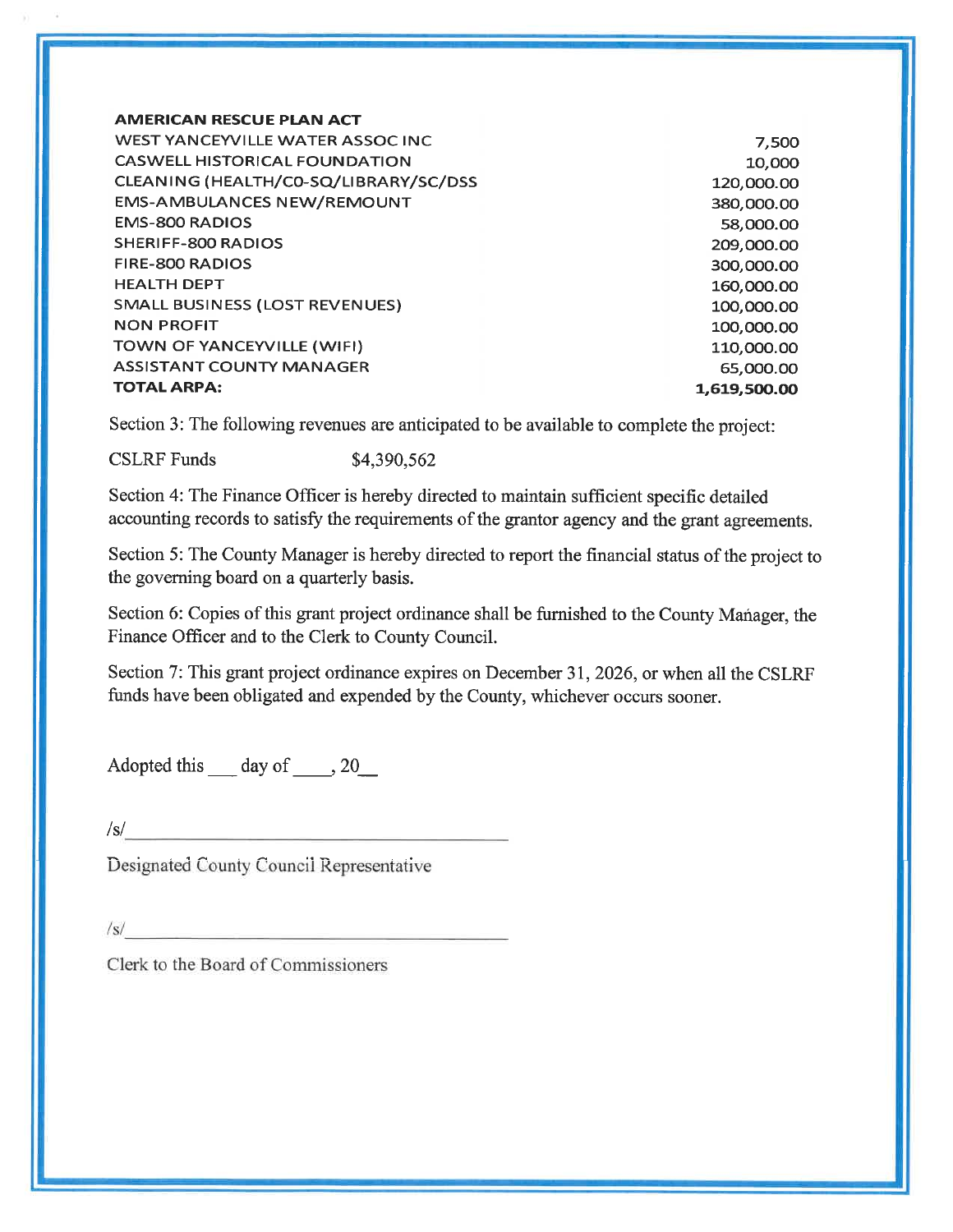| | |
|---|---|
| **AMERICAN RESCUE PLAN ACT** | |
| WEST YANCEYVILLE WATER ASSOC INC | 7,500 |
| CASWELL HISTORICAL FOUNDATION | 10,000 |
| CLEANING (HEALTH/CO-SQ/LIBRARY/SC/DSS | 120,000.00 |
| EMS-AMBULANCES NEW/REMOUNT | 380,000.00 |
| EMS-800 RADIOS | 58,000.00 |
| SHERIFF-800 RADIOS | 209,000.00 |
| FIRE-800 RADIOS | 300,000.00 |
| HEALTH DEPT | 160,000.00 |
| SMALL BUSINESS (LOST REVENUES) | 100,000.00 |
| NON PROFIT | 100,000.00 |
| TOWN OF YANCEYVILLE (WIFI) | 110,000.00 |
| ASSISTANT COUNTY MANAGER | 65,000.00 |
| **TOTAL ARPA:** | **1,619,500.00** |

Section 3: The following revenues are anticipated to be available to complete the project:

CSLRF Funds $4,390,562

Section 4: The Finance Officer is hereby directed to maintain sufficient specific detailed accounting records to satisfy the requirements of the grantor agency and the grant agreements.

Section 5: The County Manager is hereby directed to report the financial status of the project to the governing board on a quarterly basis.

Section 6: Copies of this grant project ordinance shall be furnished to the County Manager, the Finance Officer and to the Clerk to County Council.

Section 7: This grant project ordinance expires on December 31, 2026, or when all the CSLRF funds have been obligated and expended by the County, whichever occurs sooner.

Adopted this ___ day of ____, 20__

/s/______________________________________

Designated County Council Representative

/s/______________________________________

Clerk to the Board of Commissioners